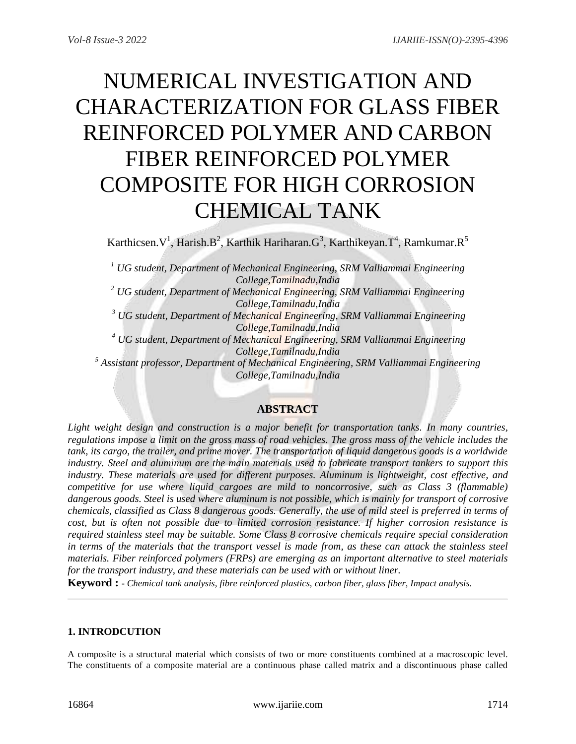# NUMERICAL INVESTIGATION AND CHARACTERIZATION FOR GLASS FIBER REINFORCED POLYMER AND CARBON FIBER REINFORCED POLYMER COMPOSITE FOR HIGH CORROSION CHEMICAL TANK

Karthicsen.V[1], Harish.B[2], Karthik Hariharan.G[3], Karthikeyan.T[4], Ramkumar.R[5]

*[1] UG student, Department of Mechanical Engineering, SRM Valliammai Engineering College,Tamilnadu,India*
*[2] UG student, Department of Mechanical Engineering, SRM Valliammai Engineering College,Tamilnadu,India*
*[3] UG student, Department of Mechanical Engineering, SRM Valliammai Engineering College,Tamilnadu,India*
*[4] UG student, Department of Mechanical Engineering, SRM Valliammai Engineering College,Tamilnadu,India*
*[5] Assistant professor, Department of Mechanical Engineering, SRM Valliammai Engineering College,Tamilnadu,India*

## ABSTRACT

*Light weight design and construction is a major benefit for transportation tanks. In many countries, regulations impose a limit on the gross mass of road vehicles. The gross mass of the vehicle includes the tank, its cargo, the trailer, and prime mover. The transportation of liquid dangerous goods is a worldwide industry. Steel and aluminum are the main materials used to fabricate transport tankers to support this industry. These materials are used for different purposes. Aluminum is lightweight, cost effective, and competitive for use where liquid cargoes are mild to noncorrosive, such as Class 3 (flammable) dangerous goods. Steel is used where aluminum is not possible, which is mainly for transport of corrosive chemicals, classified as Class 8 dangerous goods. Generally, the use of mild steel is preferred in terms of cost, but is often not possible due to limited corrosion resistance. If higher corrosion resistance is required stainless steel may be suitable. Some Class 8 corrosive chemicals require special consideration in terms of the materials that the transport vessel is made from, as these can attack the stainless steel materials. Fiber reinforced polymers (FRPs) are emerging as an important alternative to steel materials for the transport industry, and these materials can be used with or without liner.*

**Keyword :** *- Chemical tank analysis, fibre reinforced plastics, carbon fiber, glass fiber, Impact analysis.*

---

### 1. INTRODCUTION

A composite is a structural material which consists of two or more constituents combined at a macroscopic level. The constituents of a composite material are a continuous phase called matrix and a discontinuous phase called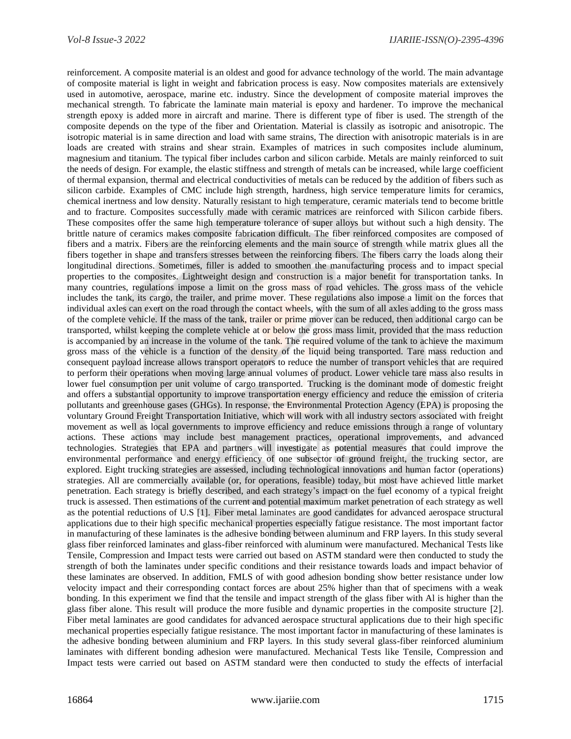reinforcement. A composite material is an oldest and good for advance technology of the world. The main advantage of composite material is light in weight and fabrication process is easy. Now composites materials are extensively used in automotive, aerospace, marine etc. industry. Since the development of composite material improves the mechanical strength. To fabricate the laminate main material is epoxy and hardener. To improve the mechanical strength epoxy is added more in aircraft and marine. There is different type of fiber is used. The strength of the composite depends on the type of the fiber and Orientation. Material is classily as isotropic and anisotropic. The isotropic material is in same direction and load with same strains, The direction with anisotropic materials is in are loads are created with strains and shear strain. Examples of matrices in such composites include aluminum, magnesium and titanium. The typical fiber includes carbon and silicon carbide. Metals are mainly reinforced to suit the needs of design. For example, the elastic stiffness and strength of metals can be increased, while large coefficient of thermal expansion, thermal and electrical conductivities of metals can be reduced by the addition of fibers such as silicon carbide. Examples of CMC include high strength, hardness, high service temperature limits for ceramics, chemical inertness and low density. Naturally resistant to high temperature, ceramic materials tend to become brittle and to fracture. Composites successfully made with ceramic matrices are reinforced with Silicon carbide fibers. These composites offer the same high temperature tolerance of super alloys but without such a high density. The brittle nature of ceramics makes composite fabrication difficult. The fiber reinforced composites are composed of fibers and a matrix. Fibers are the reinforcing elements and the main source of strength while matrix glues all the fibers together in shape and transfers stresses between the reinforcing fibers. The fibers carry the loads along their longitudinal directions. Sometimes, filler is added to smoothen the manufacturing process and to impact special properties to the composites. Lightweight design and construction is a major benefit for transportation tanks. In many countries, regulations impose a limit on the gross mass of road vehicles. The gross mass of the vehicle includes the tank, its cargo, the trailer, and prime mover. These regulations also impose a limit on the forces that individual axles can exert on the road through the contact wheels, with the sum of all axles adding to the gross mass of the complete vehicle. If the mass of the tank, trailer or prime mover can be reduced, then additional cargo can be transported, whilst keeping the complete vehicle at or below the gross mass limit, provided that the mass reduction is accompanied by an increase in the volume of the tank. The required volume of the tank to achieve the maximum gross mass of the vehicle is a function of the density of the liquid being transported. Tare mass reduction and consequent payload increase allows transport operators to reduce the number of transport vehicles that are required to perform their operations when moving large annual volumes of product. Lower vehicle tare mass also results in lower fuel consumption per unit volume of cargo transported. Trucking is the dominant mode of domestic freight and offers a substantial opportunity to improve transportation energy efficiency and reduce the emission of criteria pollutants and greenhouse gases (GHGs). In response, the Environmental Protection Agency (EPA) is proposing the voluntary Ground Freight Transportation Initiative, which will work with all industry sectors associated with freight movement as well as local governments to improve efficiency and reduce emissions through a range of voluntary actions. These actions may include best management practices, operational improvements, and advanced technologies. Strategies that EPA and partners will investigate as potential measures that could improve the environmental performance and energy efficiency of one subsector of ground freight, the trucking sector, are explored. Eight trucking strategies are assessed, including technological innovations and human factor (operations) strategies. All are commercially available (or, for operations, feasible) today, but most have achieved little market penetration. Each strategy is briefly described, and each strategy's impact on the fuel economy of a typical freight truck is assessed. Then estimations of the current and potential maximum market penetration of each strategy as well as the potential reductions of U.S [1]. Fiber metal laminates are good candidates for advanced aerospace structural applications due to their high specific mechanical properties especially fatigue resistance. The most important factor in manufacturing of these laminates is the adhesive bonding between aluminum and FRP layers. In this study several glass fiber reinforced laminates and glass-fiber reinforced with aluminum were manufactured. Mechanical Tests like Tensile, Compression and Impact tests were carried out based on ASTM standard were then conducted to study the strength of both the laminates under specific conditions and their resistance towards loads and impact behavior of these laminates are observed. In addition, FMLS of with good adhesion bonding show better resistance under low velocity impact and their corresponding contact forces are about 25% higher than that of specimens with a weak bonding. In this experiment we find that the tensile and impact strength of the glass fiber with Al is higher than the glass fiber alone. This result will produce the more fusible and dynamic properties in the composite structure [2]. Fiber metal laminates are good candidates for advanced aerospace structural applications due to their high specific mechanical properties especially fatigue resistance. The most important factor in manufacturing of these laminates is the adhesive bonding between aluminium and FRP layers. In this study several glass-fiber reinforced aluminium laminates with different bonding adhesion were manufactured. Mechanical Tests like Tensile, Compression and Impact tests were carried out based on ASTM standard were then conducted to study the effects of interfacial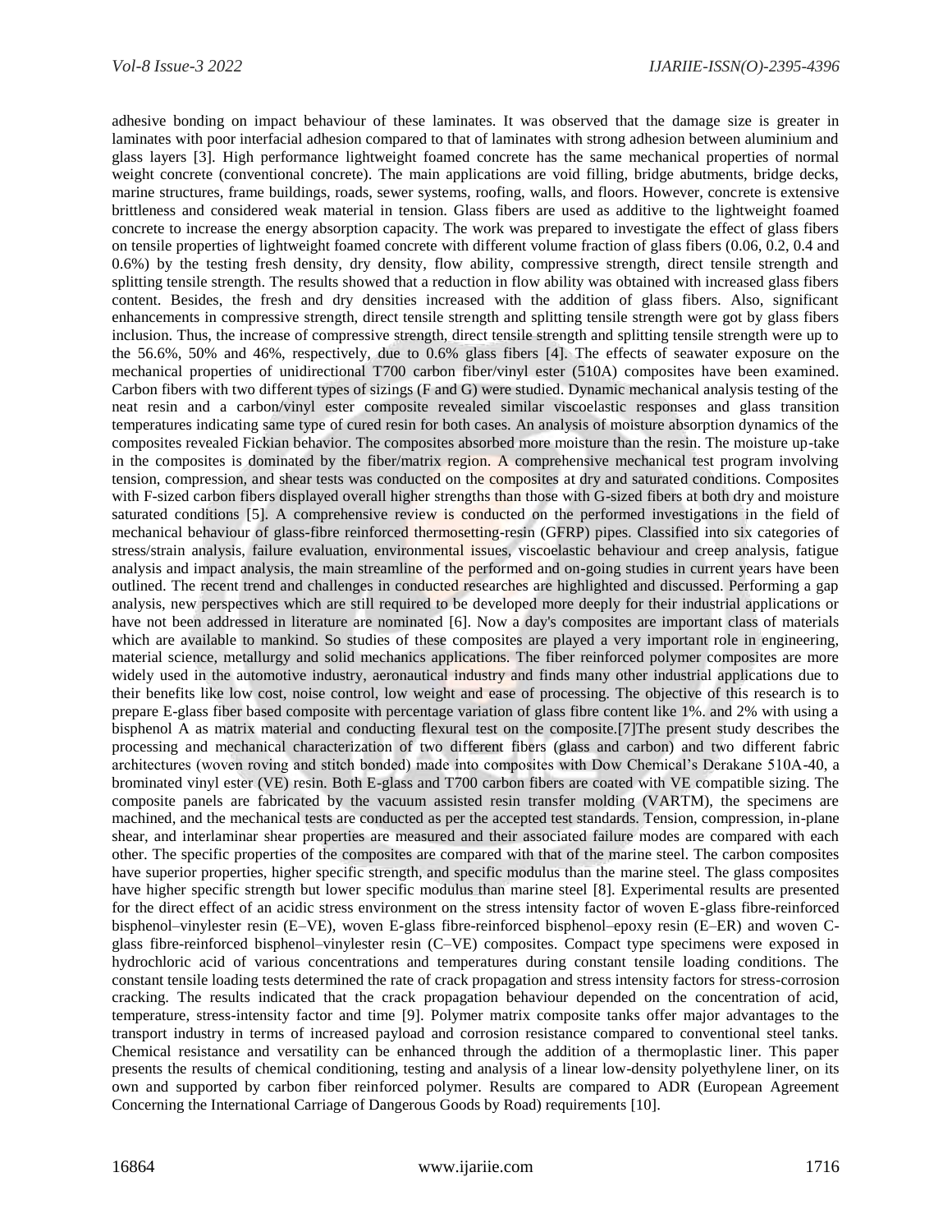adhesive bonding on impact behaviour of these laminates. It was observed that the damage size is greater in laminates with poor interfacial adhesion compared to that of laminates with strong adhesion between aluminium and glass layers [3]. High performance lightweight foamed concrete has the same mechanical properties of normal weight concrete (conventional concrete). The main applications are void filling, bridge abutments, bridge decks, marine structures, frame buildings, roads, sewer systems, roofing, walls, and floors. However, concrete is extensive brittleness and considered weak material in tension. Glass fibers are used as additive to the lightweight foamed concrete to increase the energy absorption capacity. The work was prepared to investigate the effect of glass fibers on tensile properties of lightweight foamed concrete with different volume fraction of glass fibers (0.06, 0.2, 0.4 and 0.6%) by the testing fresh density, dry density, flow ability, compressive strength, direct tensile strength and splitting tensile strength. The results showed that a reduction in flow ability was obtained with increased glass fibers content. Besides, the fresh and dry densities increased with the addition of glass fibers. Also, significant enhancements in compressive strength, direct tensile strength and splitting tensile strength were got by glass fibers inclusion. Thus, the increase of compressive strength, direct tensile strength and splitting tensile strength were up to the 56.6%, 50% and 46%, respectively, due to 0.6% glass fibers [4]. The effects of seawater exposure on the mechanical properties of unidirectional T700 carbon fiber/vinyl ester (510A) composites have been examined. Carbon fibers with two different types of sizings (F and G) were studied. Dynamic mechanical analysis testing of the neat resin and a carbon/vinyl ester composite revealed similar viscoelastic responses and glass transition temperatures indicating same type of cured resin for both cases. An analysis of moisture absorption dynamics of the composites revealed Fickian behavior. The composites absorbed more moisture than the resin. The moisture up-take in the composites is dominated by the fiber/matrix region. A comprehensive mechanical test program involving tension, compression, and shear tests was conducted on the composites at dry and saturated conditions. Composites with F-sized carbon fibers displayed overall higher strengths than those with G-sized fibers at both dry and moisture saturated conditions [5]. A comprehensive review is conducted on the performed investigations in the field of mechanical behaviour of glass-fibre reinforced thermosetting-resin (GFRP) pipes. Classified into six categories of stress/strain analysis, failure evaluation, environmental issues, viscoelastic behaviour and creep analysis, fatigue analysis and impact analysis, the main streamline of the performed and on-going studies in current years have been outlined. The recent trend and challenges in conducted researches are highlighted and discussed. Performing a gap analysis, new perspectives which are still required to be developed more deeply for their industrial applications or have not been addressed in literature are nominated [6]. Now a day's composites are important class of materials which are available to mankind. So studies of these composites are played a very important role in engineering, material science, metallurgy and solid mechanics applications. The fiber reinforced polymer composites are more widely used in the automotive industry, aeronautical industry and finds many other industrial applications due to their benefits like low cost, noise control, low weight and ease of processing. The objective of this research is to prepare E-glass fiber based composite with percentage variation of glass fibre content like 1%. and 2% with using a bisphenol A as matrix material and conducting flexural test on the composite.[7]The present study describes the processing and mechanical characterization of two different fibers (glass and carbon) and two different fabric architectures (woven roving and stitch bonded) made into composites with Dow Chemical's Derakane 510A-40, a brominated vinyl ester (VE) resin. Both E-glass and T700 carbon fibers are coated with VE compatible sizing. The composite panels are fabricated by the vacuum assisted resin transfer molding (VARTM), the specimens are machined, and the mechanical tests are conducted as per the accepted test standards. Tension, compression, in-plane shear, and interlaminar shear properties are measured and their associated failure modes are compared with each other. The specific properties of the composites are compared with that of the marine steel. The carbon composites have superior properties, higher specific strength, and specific modulus than the marine steel. The glass composites have higher specific strength but lower specific modulus than marine steel [8]. Experimental results are presented for the direct effect of an acidic stress environment on the stress intensity factor of woven E-glass fibre-reinforced bisphenol–vinylester resin (E–VE), woven E-glass fibre-reinforced bisphenol–epoxy resin (E–ER) and woven C-glass fibre-reinforced bisphenol–vinylester resin (C–VE) composites. Compact type specimens were exposed in hydrochloric acid of various concentrations and temperatures during constant tensile loading conditions. The constant tensile loading tests determined the rate of crack propagation and stress intensity factors for stress-corrosion cracking. The results indicated that the crack propagation behaviour depended on the concentration of acid, temperature, stress-intensity factor and time [9]. Polymer matrix composite tanks offer major advantages to the transport industry in terms of increased payload and corrosion resistance compared to conventional steel tanks. Chemical resistance and versatility can be enhanced through the addition of a thermoplastic liner. This paper presents the results of chemical conditioning, testing and analysis of a linear low-density polyethylene liner, on its own and supported by carbon fiber reinforced polymer. Results are compared to ADR (European Agreement Concerning the International Carriage of Dangerous Goods by Road) requirements [10].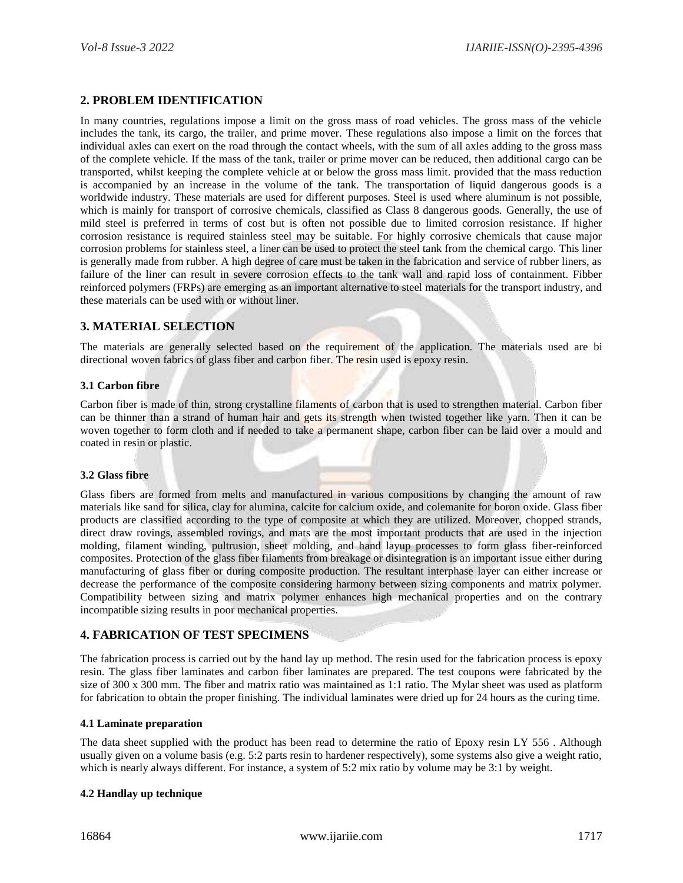## 2. PROBLEM IDENTIFICATION

In many countries, regulations impose a limit on the gross mass of road vehicles. The gross mass of the vehicle includes the tank, its cargo, the trailer, and prime mover. These regulations also impose a limit on the forces that individual axles can exert on the road through the contact wheels, with the sum of all axles adding to the gross mass of the complete vehicle. If the mass of the tank, trailer or prime mover can be reduced, then additional cargo can be transported, whilst keeping the complete vehicle at or below the gross mass limit. provided that the mass reduction is accompanied by an increase in the volume of the tank. The transportation of liquid dangerous goods is a worldwide industry. These materials are used for different purposes. Steel is used where aluminum is not possible, which is mainly for transport of corrosive chemicals, classified as Class 8 dangerous goods. Generally, the use of mild steel is preferred in terms of cost but is often not possible due to limited corrosion resistance. If higher corrosion resistance is required stainless steel may be suitable. For highly corrosive chemicals that cause major corrosion problems for stainless steel, a liner can be used to protect the steel tank from the chemical cargo. This liner is generally made from rubber. A high degree of care must be taken in the fabrication and service of rubber liners, as failure of the liner can result in severe corrosion effects to the tank wall and rapid loss of containment. Fibber reinforced polymers (FRPs) are emerging as an important alternative to steel materials for the transport industry, and these materials can be used with or without liner.

## 3. MATERIAL SELECTION

The materials are generally selected based on the requirement of the application. The materials used are bi directional woven fabrics of glass fiber and carbon fiber. The resin used is epoxy resin.

### 3.1 Carbon fibre

Carbon fiber is made of thin, strong crystalline filaments of carbon that is used to strengthen material. Carbon fiber can be thinner than a strand of human hair and gets its strength when twisted together like yarn. Then it can be woven together to form cloth and if needed to take a permanent shape, carbon fiber can be laid over a mould and coated in resin or plastic.

### 3.2 Glass fibre

Glass fibers are formed from melts and manufactured in various compositions by changing the amount of raw materials like sand for silica, clay for alumina, calcite for calcium oxide, and colemanite for boron oxide. Glass fiber products are classified according to the type of composite at which they are utilized. Moreover, chopped strands, direct draw rovings, assembled rovings, and mats are the most important products that are used in the injection molding, filament winding, pultrusion, sheet molding, and hand layup processes to form glass fiber-reinforced composites. Protection of the glass fiber filaments from breakage or disintegration is an important issue either during manufacturing of glass fiber or during composite production. The resultant interphase layer can either increase or decrease the performance of the composite considering harmony between sizing components and matrix polymer. Compatibility between sizing and matrix polymer enhances high mechanical properties and on the contrary incompatible sizing results in poor mechanical properties.

## 4. FABRICATION OF TEST SPECIMENS

The fabrication process is carried out by the hand lay up method. The resin used for the fabrication process is epoxy resin. The glass fiber laminates and carbon fiber laminates are prepared. The test coupons were fabricated by the size of 300 x 300 mm. The fiber and matrix ratio was maintained as 1:1 ratio. The Mylar sheet was used as platform for fabrication to obtain the proper finishing. The individual laminates were dried up for 24 hours as the curing time.

### 4.1 Laminate preparation

The data sheet supplied with the product has been read to determine the ratio of Epoxy resin LY 556 . Although usually given on a volume basis (e.g. 5:2 parts resin to hardener respectively), some systems also give a weight ratio, which is nearly always different. For instance, a system of 5:2 mix ratio by volume may be 3:1 by weight.

### 4.2 Handlay up technique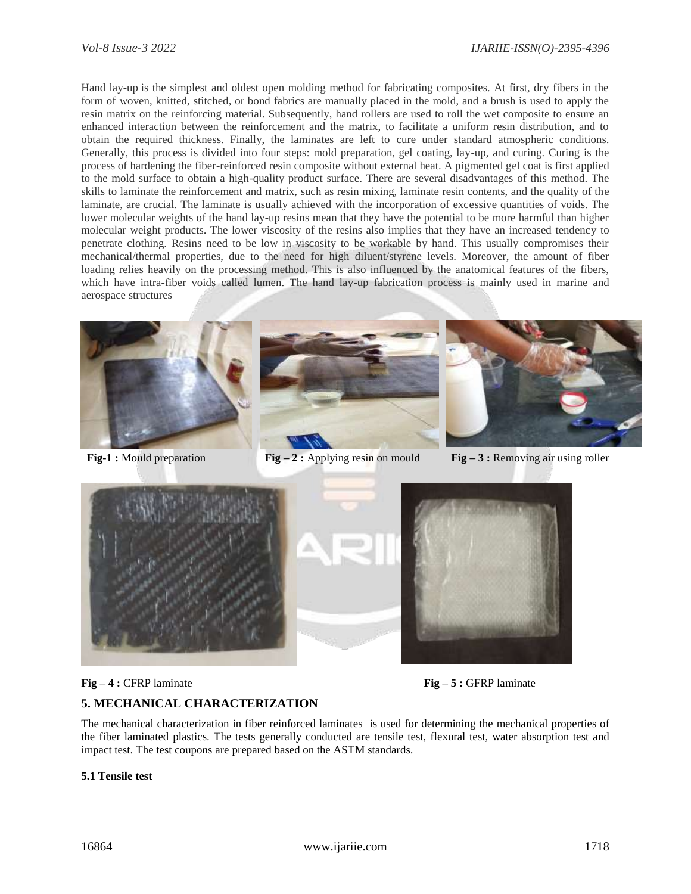Hand lay-up is the simplest and oldest open molding method for fabricating composites. At first, dry fibers in the form of woven, knitted, stitched, or bond fabrics are manually placed in the mold, and a brush is used to apply the resin matrix on the reinforcing material. Subsequently, hand rollers are used to roll the wet composite to ensure an enhanced interaction between the reinforcement and the matrix, to facilitate a uniform resin distribution, and to obtain the required thickness. Finally, the laminates are left to cure under standard atmospheric conditions. Generally, this process is divided into four steps: mold preparation, gel coating, lay-up, and curing. Curing is the process of hardening the fiber-reinforced resin composite without external heat. A pigmented gel coat is first applied to the mold surface to obtain a high-quality product surface. There are several disadvantages of this method. The skills to laminate the reinforcement and matrix, such as resin mixing, laminate resin contents, and the quality of the laminate, are crucial. The laminate is usually achieved with the incorporation of excessive quantities of voids. The lower molecular weights of the hand lay-up resins mean that they have the potential to be more harmful than higher molecular weight products. The lower viscosity of the resins also implies that they have an increased tendency to penetrate clothing. Resins need to be low in viscosity to be workable by hand. This usually compromises their mechanical/thermal properties, due to the need for high diluent/styrene levels. Moreover, the amount of fiber loading relies heavily on the processing method. This is also influenced by the anatomical features of the fibers, which have intra-fiber voids called lumen. The hand lay-up fabrication process is mainly used in marine and aerospace structures

**Fig-1 :** Mould preparation

**Fig – 2 :** Applying resin on mould

**Fig – 3 :** Removing air using roller

**Fig – 4 :** CFRP laminate

**Fig – 5 :** GFRP laminate

## 5. MECHANICAL CHARACTERIZATION

The mechanical characterization in fiber reinforced laminates is used for determining the mechanical properties of the fiber laminated plastics. The tests generally conducted are tensile test, flexural test, water absorption test and impact test. The test coupons are prepared based on the ASTM standards.

### 5.1 Tensile test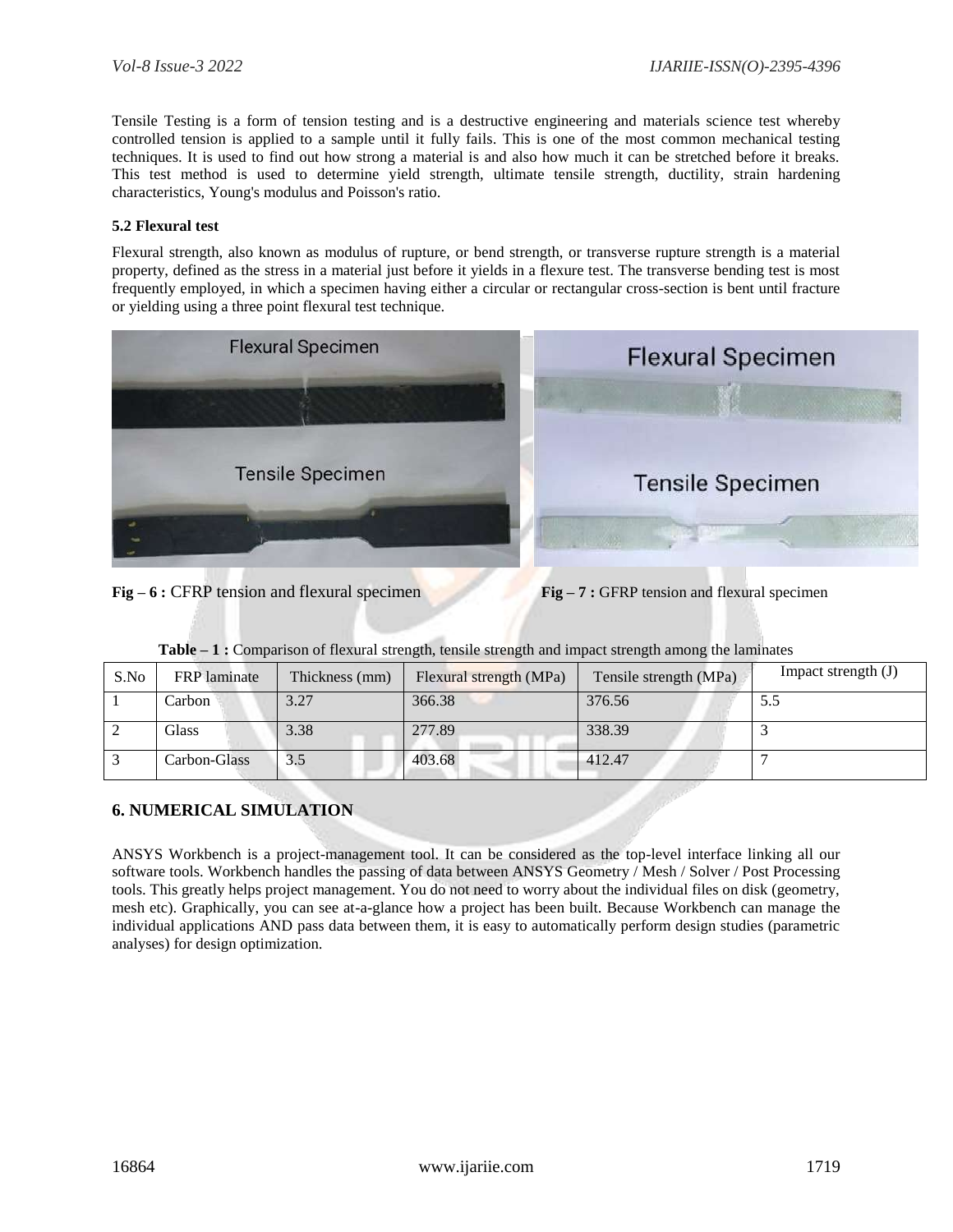Tensile Testing is a form of tension testing and is a destructive engineering and materials science test whereby controlled tension is applied to a sample until it fully fails. This is one of the most common mechanical testing techniques. It is used to find out how strong a material is and also how much it can be stretched before it breaks. This test method is used to determine yield strength, ultimate tensile strength, ductility, strain hardening characteristics, Young's modulus and Poisson's ratio.

### 5.2 Flexural test

Flexural strength, also known as modulus of rupture, or bend strength, or transverse rupture strength is a material property, defined as the stress in a material just before it yields in a flexure test. The transverse bending test is most frequently employed, in which a specimen having either a circular or rectangular cross-section is bent until fracture or yielding using a three point flexural test technique.

**Fig – 6 :** CFRP tension and flexural specimen

**Fig – 7 :** GFRP tension and flexural specimen

**Table – 1 :** Comparison of flexural strength, tensile strength and impact strength among the laminates

| S.No | FRP laminate | Thickness (mm) | Flexural strength (MPa) | Tensile strength (MPa) | Impact strength (J) |
|---|---|---|---|---|---|
| 1 | Carbon | 3.27 | 366.38 | 376.56 | 5.5 |
| 2 | Glass | 3.38 | 277.89 | 338.39 | 3 |
| 3 | Carbon-Glass | 3.5 | 403.68 | 412.47 | 7 |

## 6. NUMERICAL SIMULATION

ANSYS Workbench is a project-management tool. It can be considered as the top-level interface linking all our software tools. Workbench handles the passing of data between ANSYS Geometry / Mesh / Solver / Post Processing tools. This greatly helps project management. You do not need to worry about the individual files on disk (geometry, mesh etc). Graphically, you can see at-a-glance how a project has been built. Because Workbench can manage the individual applications AND pass data between them, it is easy to automatically perform design studies (parametric analyses) for design optimization.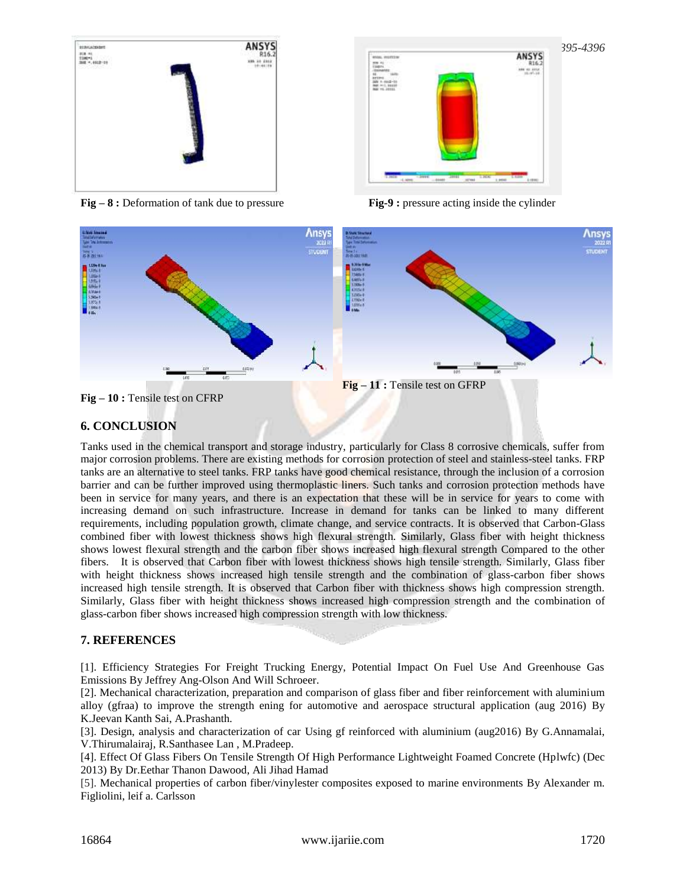Fig – 8 : Deformation of tank due to pressure

Fig-9 : pressure acting inside the cylinder

Fig – 10 : Tensile test on CFRP

Fig – 11 : Tensile test on GFRP

## 6. CONCLUSION

Tanks used in the chemical transport and storage industry, particularly for Class 8 corrosive chemicals, suffer from major corrosion problems. There are existing methods for corrosion protection of steel and stainless-steel tanks. FRP tanks are an alternative to steel tanks. FRP tanks have good chemical resistance, through the inclusion of a corrosion barrier and can be further improved using thermoplastic liners. Such tanks and corrosion protection methods have been in service for many years, and there is an expectation that these will be in service for years to come with increasing demand on such infrastructure. Increase in demand for tanks can be linked to many different requirements, including population growth, climate change, and service contracts. It is observed that Carbon-Glass combined fiber with lowest thickness shows high flexural strength. Similarly, Glass fiber with height thickness shows lowest flexural strength and the carbon fiber shows increased high flexural strength Compared to the other fibers. It is observed that Carbon fiber with lowest thickness shows high tensile strength. Similarly, Glass fiber with height thickness shows increased high tensile strength and the combination of glass-carbon fiber shows increased high tensile strength. It is observed that Carbon fiber with thickness shows high compression strength. Similarly, Glass fiber with height thickness shows increased high compression strength and the combination of glass-carbon fiber shows increased high compression strength with low thickness.

## 7. REFERENCES

[1]. Efficiency Strategies For Freight Trucking Energy, Potential Impact On Fuel Use And Greenhouse Gas Emissions By Jeffrey Ang-Olson And Will Schroeer.

[2]. Mechanical characterization, preparation and comparison of glass fiber and fiber reinforcement with aluminium alloy (gfraa) to improve the strength ening for automotive and aerospace structural application (aug 2016) By K.Jeevan Kanth Sai, A.Prashanth.

[3]. Design, analysis and characterization of car Using gf reinforced with aluminium (aug2016) By G.Annamalai, V.Thirumalairaj, R.Santhasee Lan , M.Pradeep.

[4]. Effect Of Glass Fibers On Tensile Strength Of High Performance Lightweight Foamed Concrete (Hplwfc) (Dec 2013) By Dr.Eethar Thanon Dawood, Ali Jihad Hamad

[5]. Mechanical properties of carbon fiber/vinylester composites exposed to marine environments By Alexander m. Figliolini, leif a. Carlsson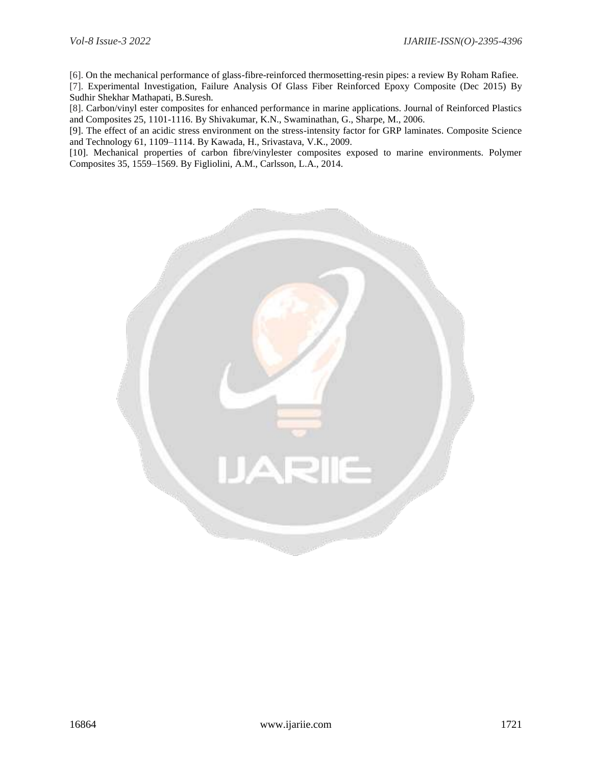[6]. On the mechanical performance of glass-fibre-reinforced thermosetting-resin pipes: a review By Roham Rafiee.

[7]. Experimental Investigation, Failure Analysis Of Glass Fiber Reinforced Epoxy Composite (Dec 2015) By Sudhir Shekhar Mathapati, B.Suresh.

[8]. Carbon/vinyl ester composites for enhanced performance in marine applications. Journal of Reinforced Plastics and Composites 25, 1101-1116. By Shivakumar, K.N., Swaminathan, G., Sharpe, M., 2006.

[9]. The effect of an acidic stress environment on the stress-intensity factor for GRP laminates. Composite Science and Technology 61, 1109–1114. By Kawada, H., Srivastava, V.K., 2009.

[10]. Mechanical properties of carbon fibre/vinylester composites exposed to marine environments. Polymer Composites 35, 1559–1569. By Figliolini, A.M., Carlsson, L.A., 2014.